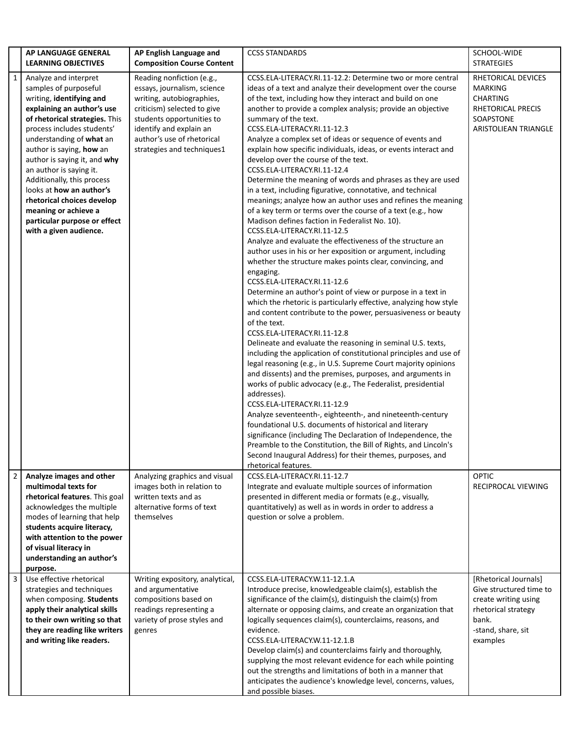| | AP LANGUAGE GENERAL LEARNING OBJECTIVES | AP English Language and Composition Course Content | CCSS STANDARDS | SCHOOL-WIDE STRATEGIES |
|---|---|---|---|---|
| 1 | Analyze and interpret samples of purposeful writing, **identifying and explaining an author's use of rhetorical strategies.** This process includes students' understanding of **what** an author is saying, **how** an author is saying it, and **why** an author is saying it. Additionally, this process looks at **how an author's rhetorical choices develop meaning or achieve a particular purpose or effect with a given audience.** | Reading nonfiction (e.g., essays, journalism, science writing, autobiographies, criticism) selected to give students opportunities to identify and explain an author's use of rhetorical strategies and techniques1 | CCSS.ELA-LITERACY.RI.11-12.2: Determine two or more central ideas of a text and analyze their development over the course of the text, including how they interact and build on one another to provide a complex analysis; provide an objective summary of the text.<br>CCSS.ELA-LITERACY.RI.11-12.3<br>Analyze a complex set of ideas or sequence of events and explain how specific individuals, ideas, or events interact and develop over the course of the text.<br>CCSS.ELA-LITERACY.RI.11-12.4<br>Determine the meaning of words and phrases as they are used in a text, including figurative, connotative, and technical meanings; analyze how an author uses and refines the meaning of a key term or terms over the course of a text (e.g., how Madison defines faction in Federalist No. 10).<br>CCSS.ELA-LITERACY.RI.11-12.5<br>Analyze and evaluate the effectiveness of the structure an author uses in his or her exposition or argument, including whether the structure makes points clear, convincing, and engaging.<br>CCSS.ELA-LITERACY.RI.11-12.6<br>Determine an author's point of view or purpose in a text in which the rhetoric is particularly effective, analyzing how style and content contribute to the power, persuasiveness or beauty of the text.<br>CCSS.ELA-LITERACY.RI.11-12.8<br>Delineate and evaluate the reasoning in seminal U.S. texts, including the application of constitutional principles and use of legal reasoning (e.g., in U.S. Supreme Court majority opinions and dissents) and the premises, purposes, and arguments in works of public advocacy (e.g., The Federalist, presidential addresses).<br>CCSS.ELA-LITERACY.RI.11-12.9<br>Analyze seventeenth-, eighteenth-, and nineteenth-century foundational U.S. documents of historical and literary significance (including The Declaration of Independence, the Preamble to the Constitution, the Bill of Rights, and Lincoln's Second Inaugural Address) for their themes, purposes, and rhetorical features. | RHETORICAL DEVICES<br>MARKING<br>CHARTING<br>RHETORICAL PRECIS<br>SOAPSTONE<br>ARISTOLIEAN TRIANGLE |
| 2 | **Analyze images and other multimodal texts for rhetorical features**. This goal acknowledges the multiple modes of learning that help **students acquire literacy, with attention to the power of visual literacy in understanding an author's purpose.** | Analyzing graphics and visual images both in relation to written texts and as alternative forms of text themselves | CCSS.ELA-LITERACY.RI.11-12.7<br>Integrate and evaluate multiple sources of information presented in different media or formats (e.g., visually, quantitatively) as well as in words in order to address a question or solve a problem. | OPTIC<br>RECIPROCAL VIEWING |
| 3 | Use effective rhetorical strategies and techniques when composing. **Students apply their analytical skills to their own writing so that they are reading like writers and writing like readers.** | Writing expository, analytical, and argumentative compositions based on readings representing a variety of prose styles and genres | CCSS.ELA-LITERACY.W.11-12.1.A<br>Introduce precise, knowledgeable claim(s), establish the significance of the claim(s), distinguish the claim(s) from alternate or opposing claims, and create an organization that logically sequences claim(s), counterclaims, reasons, and evidence.<br>CCSS.ELA-LITERACY.W.11-12.1.B<br>Develop claim(s) and counterclaims fairly and thoroughly, supplying the most relevant evidence for each while pointing out the strengths and limitations of both in a manner that anticipates the audience's knowledge level, concerns, values, and possible biases. | [Rhetorical Journals] Give structured time to create writing using rhetorical strategy bank.<br>-stand, share, sit examples |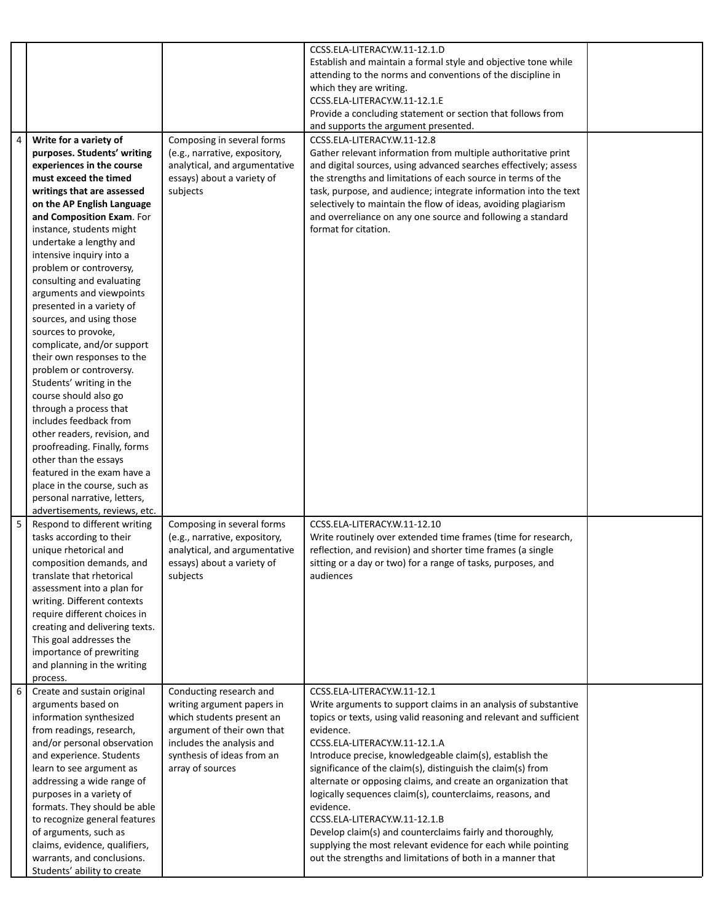| | | | | |
|---|---|---|---|---|
| | | | CCSS.ELA-LITERACY.W.11-12.1.D<br>Establish and maintain a formal style and objective tone while attending to the norms and conventions of the discipline in which they are writing.<br>CCSS.ELA-LITERACY.W.11-12.1.E<br>Provide a concluding statement or section that follows from and supports the argument presented. | |
| 4 | **Write for a variety of purposes. Students' writing experiences in the course must exceed the timed writings that are assessed on the AP English Language and Composition Exam**. For instance, students might undertake a lengthy and intensive inquiry into a problem or controversy, consulting and evaluating arguments and viewpoints presented in a variety of sources, and using those sources to provoke, complicate, and/or support their own responses to the problem or controversy. Students' writing in the course should also go through a process that includes feedback from other readers, revision, and proofreading. Finally, forms other than the essays featured in the exam have a place in the course, such as personal narrative, letters, advertisements, reviews, etc. | Composing in several forms (e.g., narrative, expository, analytical, and argumentative essays) about a variety of subjects | CCSS.ELA-LITERACY.W.11-12.8<br>Gather relevant information from multiple authoritative print and digital sources, using advanced searches effectively; assess the strengths and limitations of each source in terms of the task, purpose, and audience; integrate information into the text selectively to maintain the flow of ideas, avoiding plagiarism and overreliance on any one source and following a standard format for citation. | |
| 5 | Respond to different writing tasks according to their unique rhetorical and composition demands, and translate that rhetorical assessment into a plan for writing. Different contexts require different choices in creating and delivering texts. This goal addresses the importance of prewriting and planning in the writing process. | Composing in several forms (e.g., narrative, expository, analytical, and argumentative essays) about a variety of subjects | CCSS.ELA-LITERACY.W.11-12.10<br>Write routinely over extended time frames (time for research, reflection, and revision) and shorter time frames (a single sitting or a day or two) for a range of tasks, purposes, and audiences | |
| 6 | Create and sustain original arguments based on information synthesized from readings, research, and/or personal observation and experience. Students learn to see argument as addressing a wide range of purposes in a variety of formats. They should be able to recognize general features of arguments, such as claims, evidence, qualifiers, warrants, and conclusions. Students' ability to create | Conducting research and writing argument papers in which students present an argument of their own that includes the analysis and synthesis of ideas from an array of sources | CCSS.ELA-LITERACY.W.11-12.1<br>Write arguments to support claims in an analysis of substantive topics or texts, using valid reasoning and relevant and sufficient evidence.<br>CCSS.ELA-LITERACY.W.11-12.1.A<br>Introduce precise, knowledgeable claim(s), establish the significance of the claim(s), distinguish the claim(s) from alternate or opposing claims, and create an organization that logically sequences claim(s), counterclaims, reasons, and evidence.<br>CCSS.ELA-LITERACY.W.11-12.1.B<br>Develop claim(s) and counterclaims fairly and thoroughly, supplying the most relevant evidence for each while pointing out the strengths and limitations of both in a manner that | |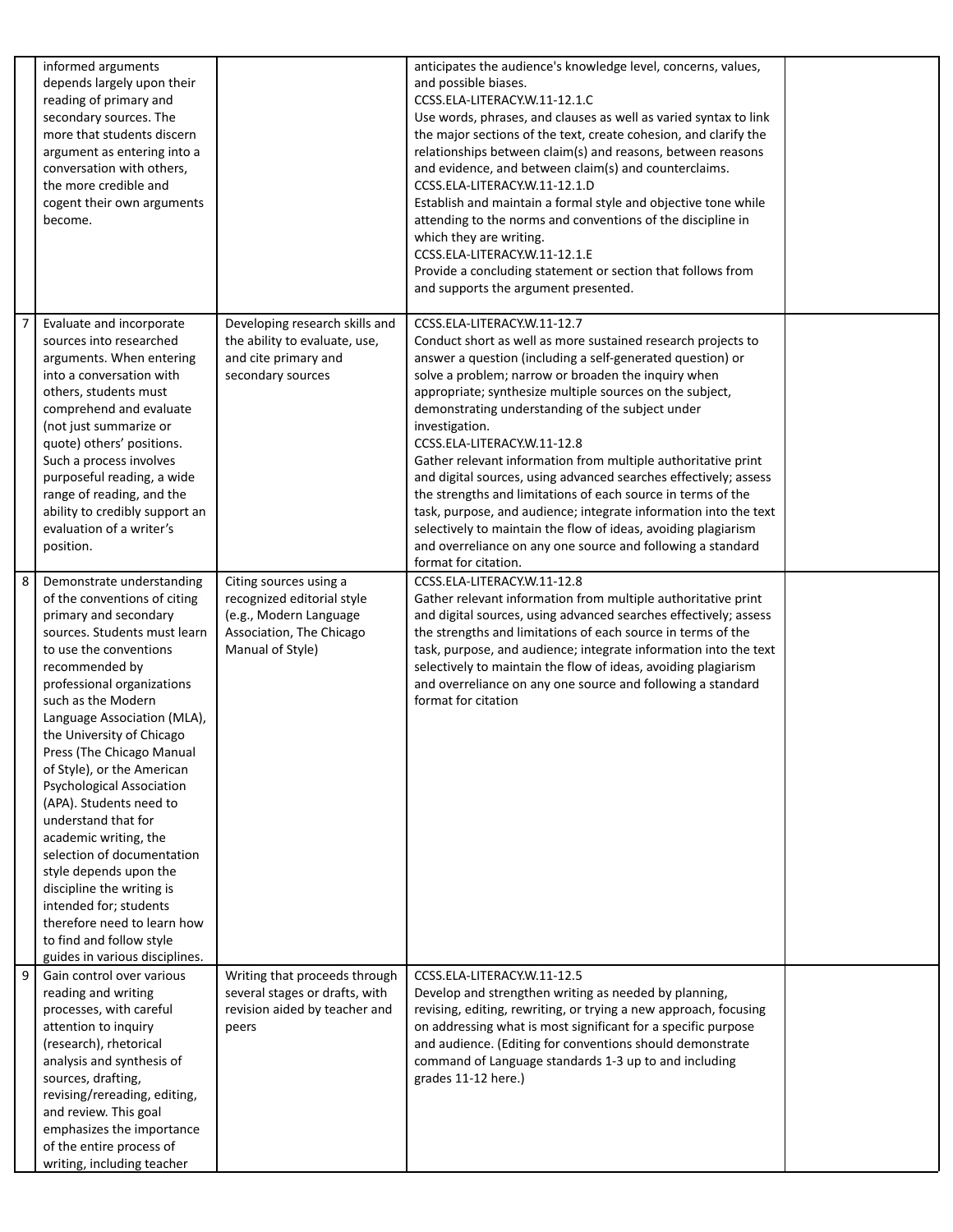| | | | | |
|---|---|---|---|---|
| | informed arguments depends largely upon their reading of primary and secondary sources. The more that students discern argument as entering into a conversation with others, the more credible and cogent their own arguments become. | | anticipates the audience's knowledge level, concerns, values, and possible biases.<br>CCSS.ELA-LITERACY.W.11-12.1.C<br>Use words, phrases, and clauses as well as varied syntax to link the major sections of the text, create cohesion, and clarify the relationships between claim(s) and reasons, between reasons and evidence, and between claim(s) and counterclaims.<br>CCSS.ELA-LITERACY.W.11-12.1.D<br>Establish and maintain a formal style and objective tone while attending to the norms and conventions of the discipline in which they are writing.<br>CCSS.ELA-LITERACY.W.11-12.1.E<br>Provide a concluding statement or section that follows from and supports the argument presented. | |
| 7 | Evaluate and incorporate sources into researched arguments. When entering into a conversation with others, students must comprehend and evaluate (not just summarize or quote) others' positions. Such a process involves purposeful reading, a wide range of reading, and the ability to credibly support an evaluation of a writer's position. | Developing research skills and the ability to evaluate, use, and cite primary and secondary sources | CCSS.ELA-LITERACY.W.11-12.7<br>Conduct short as well as more sustained research projects to answer a question (including a self-generated question) or solve a problem; narrow or broaden the inquiry when appropriate; synthesize multiple sources on the subject, demonstrating understanding of the subject under investigation.<br>CCSS.ELA-LITERACY.W.11-12.8<br>Gather relevant information from multiple authoritative print and digital sources, using advanced searches effectively; assess the strengths and limitations of each source in terms of the task, purpose, and audience; integrate information into the text selectively to maintain the flow of ideas, avoiding plagiarism and overreliance on any one source and following a standard format for citation. | |
| 8 | Demonstrate understanding of the conventions of citing primary and secondary sources. Students must learn to use the conventions recommended by professional organizations such as the Modern Language Association (MLA), the University of Chicago Press (The Chicago Manual of Style), or the American Psychological Association (APA). Students need to understand that for academic writing, the selection of documentation style depends upon the discipline the writing is intended for; students therefore need to learn how to find and follow style guides in various disciplines. | Citing sources using a recognized editorial style (e.g., Modern Language Association, The Chicago Manual of Style) | CCSS.ELA-LITERACY.W.11-12.8<br>Gather relevant information from multiple authoritative print and digital sources, using advanced searches effectively; assess the strengths and limitations of each source in terms of the task, purpose, and audience; integrate information into the text selectively to maintain the flow of ideas, avoiding plagiarism and overreliance on any one source and following a standard format for citation | |
| 9 | Gain control over various reading and writing processes, with careful attention to inquiry (research), rhetorical analysis and synthesis of sources, drafting, revising/rereading, editing, and review. This goal emphasizes the importance of the entire process of writing, including teacher | Writing that proceeds through several stages or drafts, with revision aided by teacher and peers | CCSS.ELA-LITERACY.W.11-12.5<br>Develop and strengthen writing as needed by planning, revising, editing, rewriting, or trying a new approach, focusing on addressing what is most significant for a specific purpose and audience. (Editing for conventions should demonstrate command of Language standards 1-3 up to and including grades 11-12 here.) | |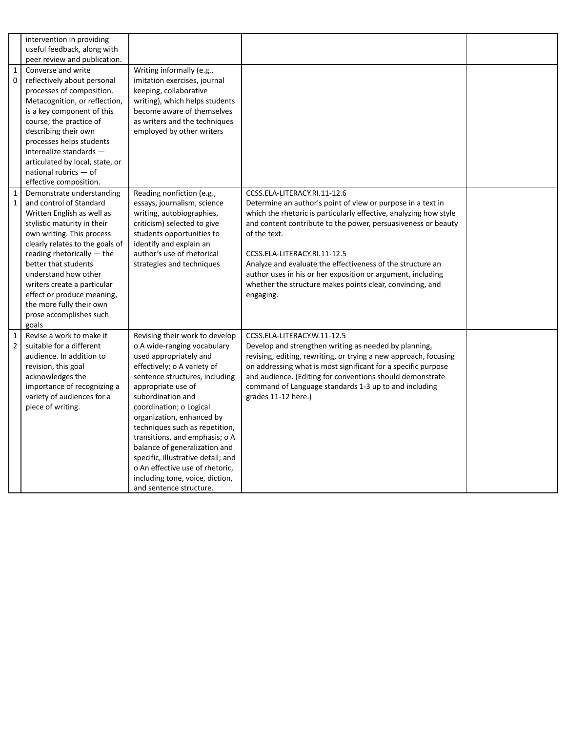| | | | | |
|---|---|---|---|---|
| | intervention in providing useful feedback, along with peer review and publication. | | | |
| 10 | Converse and write reflectively about personal processes of composition. Metacognition, or reflection, is a key component of this course; the practice of describing their own processes helps students internalize standards — articulated by local, state, or national rubrics — of effective composition. | Writing informally (e.g., imitation exercises, journal keeping, collaborative writing), which helps students become aware of themselves as writers and the techniques employed by other writers | | |
| 11 | Demonstrate understanding and control of Standard Written English as well as stylistic maturity in their own writing. This process clearly relates to the goals of reading rhetorically — the better that students understand how other writers create a particular effect or produce meaning, the more fully their own prose accomplishes such goals | Reading nonfiction (e.g., essays, journalism, science writing, autobiographies, criticism) selected to give students opportunities to identify and explain an author's use of rhetorical strategies and techniques | CCSS.ELA-LITERACY.RI.11-12.6<br>Determine an author's point of view or purpose in a text in which the rhetoric is particularly effective, analyzing how style and content contribute to the power, persuasiveness or beauty of the text.<br><br>CCSS.ELA-LITERACY.RI.11-12.5<br>Analyze and evaluate the effectiveness of the structure an author uses in his or her exposition or argument, including whether the structure makes points clear, convincing, and engaging. | |
| 12 | Revise a work to make it suitable for a different audience. In addition to revision, this goal acknowledges the importance of recognizing a variety of audiences for a piece of writing. | Revising their work to develop o A wide-ranging vocabulary used appropriately and effectively; o A variety of sentence structures, including appropriate use of subordination and coordination; o Logical organization, enhanced by techniques such as repetition, transitions, and emphasis; o A balance of generalization and specific, illustrative detail; and o An effective use of rhetoric, including tone, voice, diction, and sentence structure. | CCSS.ELA-LITERACY.W.11-12.5<br>Develop and strengthen writing as needed by planning, revising, editing, rewriting, or trying a new approach, focusing on addressing what is most significant for a specific purpose and audience. (Editing for conventions should demonstrate command of Language standards 1-3 up to and including grades 11-12 here.) | |